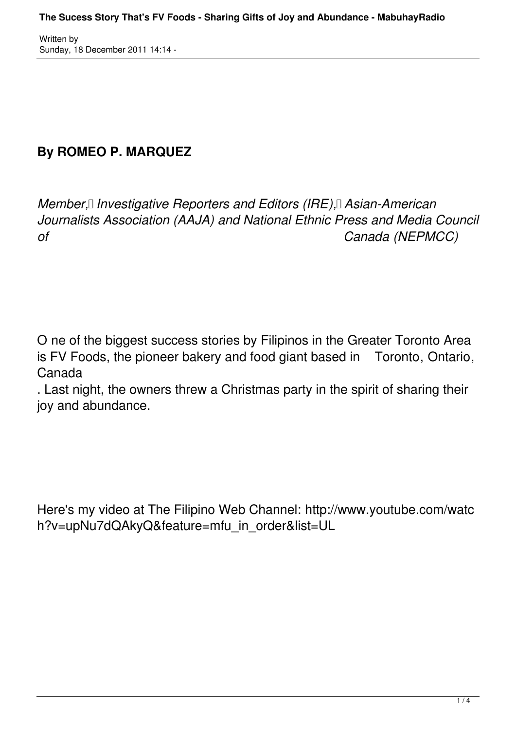**By ROMEO P. MARQUEZ**

*Member, Investigative Reporters and Editors (IRE), Asian-American Journalists Association (AAJA) and National Ethnic Press and Media Council of Canada (NEPMCC)*

O ne of the biggest success stories by Filipinos in the Greater Toronto Area is FV Foods, the pioneer bakery and food giant based in Toronto, Ontario, Canada
. Last night, the owners threw a Christmas party in the spirit of sharing their joy and abundance.

Here's my video at The Filipino Web Channel: http://www.youtube.com/watch?v=upNu7dQAkyQ&feature=mfu_in_order&list=UL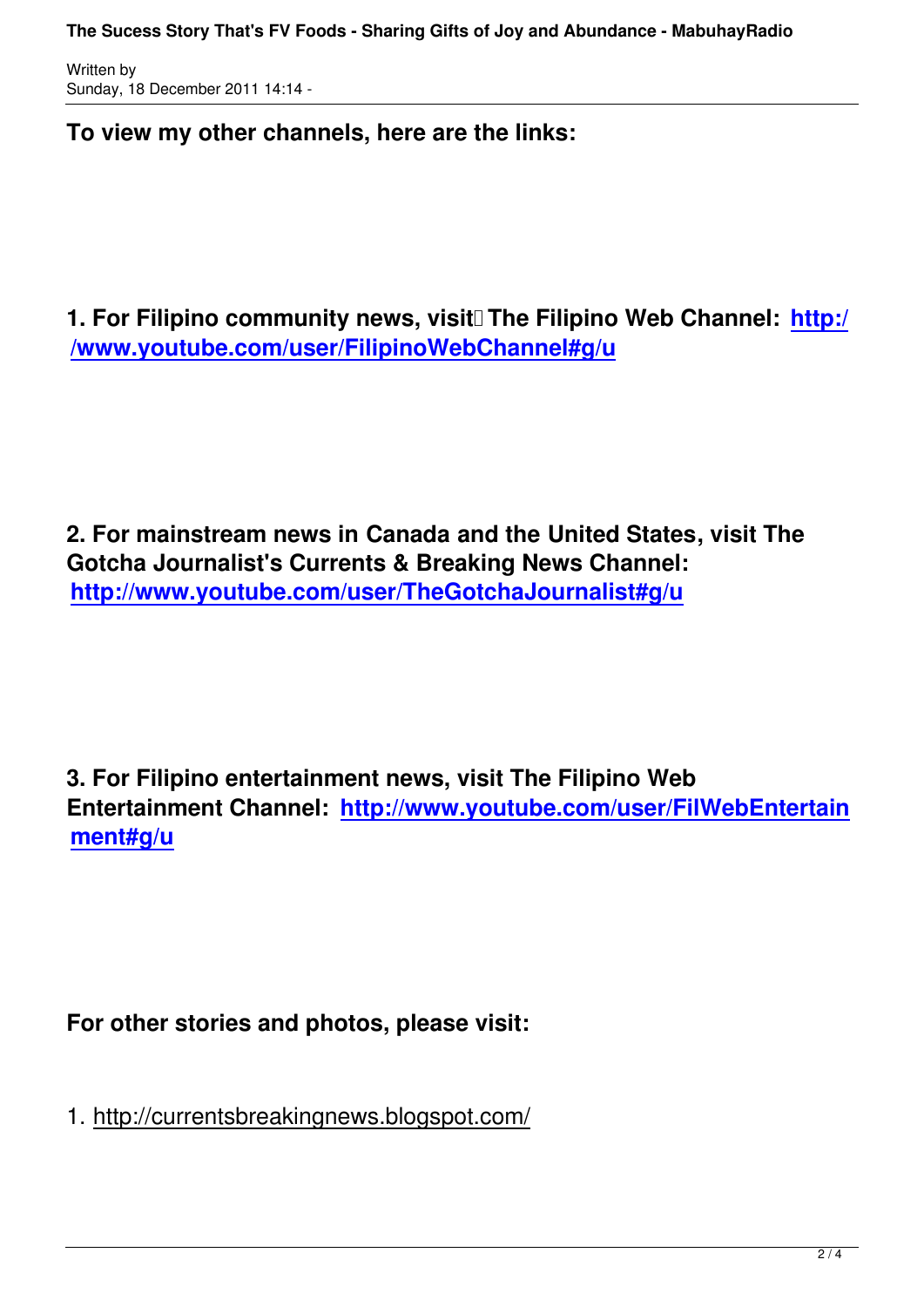**To view my other channels, here are the links:**

**1. For Filipino community news, visit The Filipino Web Channel: http://www.youtube.com/user/FilipinoWebChannel#g/u**

**2. For mainstream news in Canada and the United States, visit The Gotcha Journalist's Currents & Breaking News Channel: http://www.youtube.com/user/TheGotchaJournalist#g/u**

**3. For Filipino entertainment news, visit The Filipino Web Entertainment Channel: http://www.youtube.com/user/FilWebEntertainment#g/u**

**For other stories and photos, please visit:**

1. http://currentsbreakingnews.blogspot.com/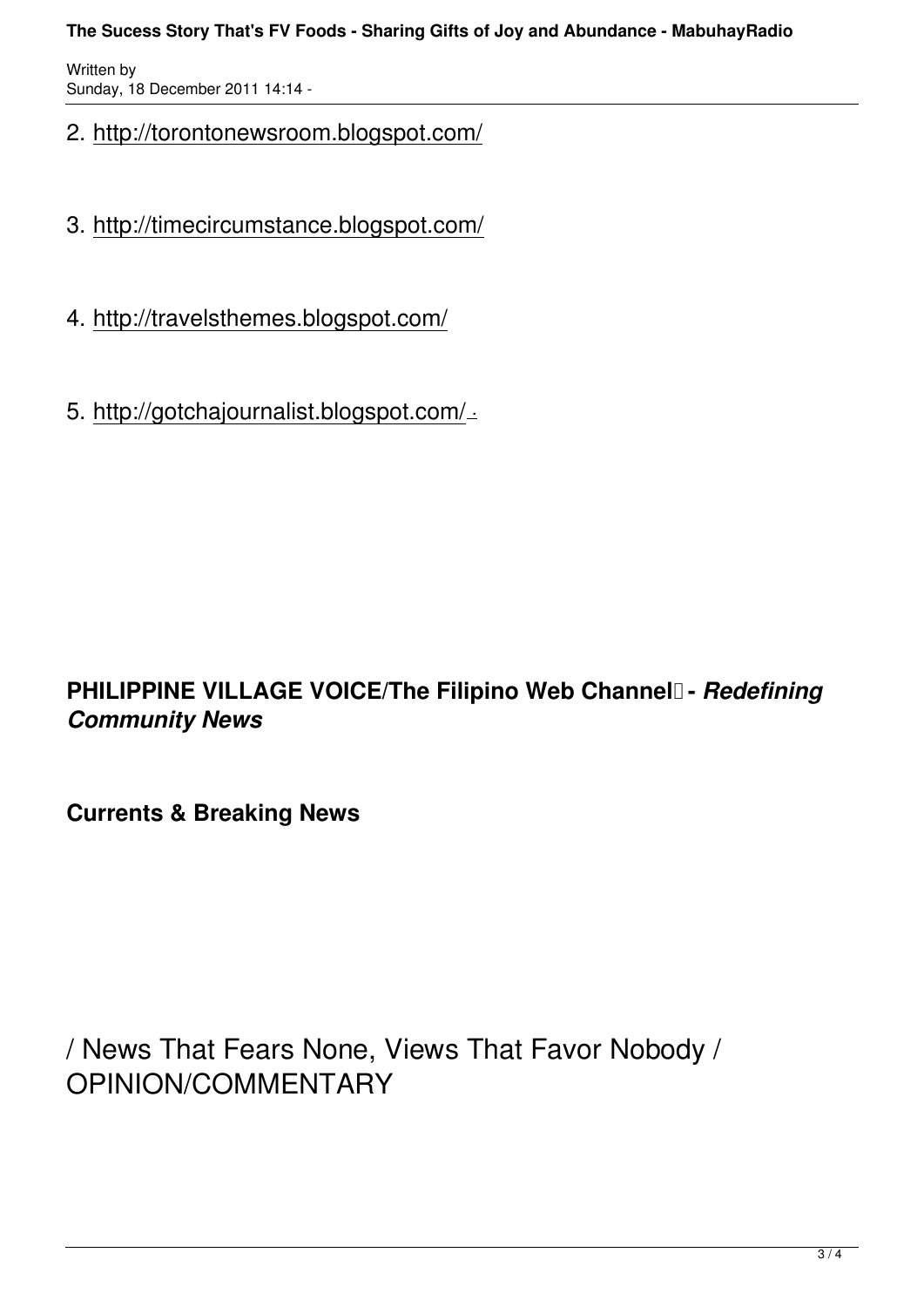2. http://torontonewsroom.blogspot.com/

3. http://timecircumstance.blogspot.com/

4. http://travelsthemes.blogspot.com/

5. http://gotchajournalist.blogspot.com/ -

**PHILIPPINE VILLAGE VOICE/The Filipino Web Channel - *Redefining Community News***

**Currents & Breaking News**

/ News That Fears None, Views That Favor Nobody / OPINION/COMMENTARY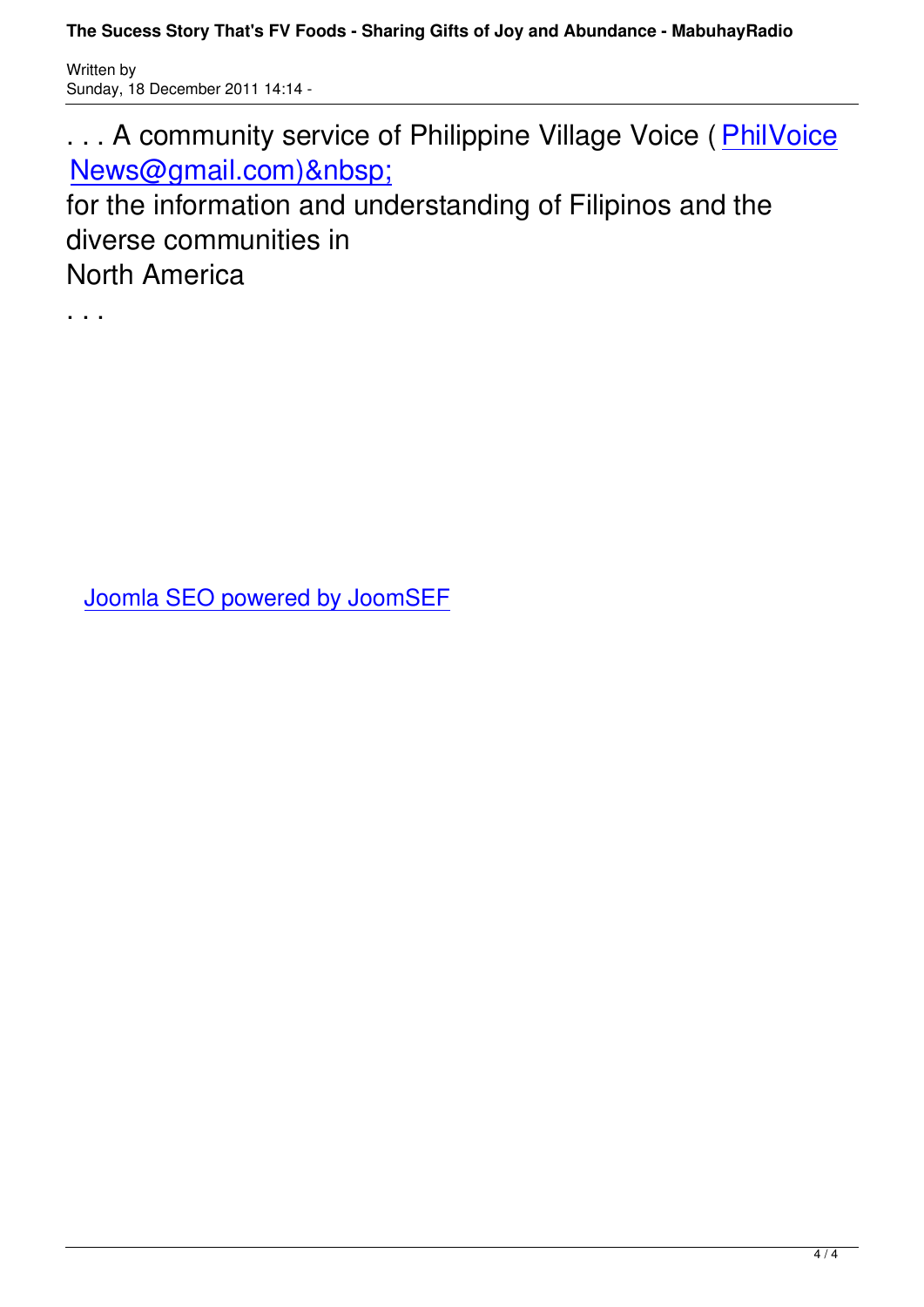. . . A community service of Philippine Village Voice ( PhilVoice News@gmail.com)&nbsp;
for the information and understanding of Filipinos and the diverse communities in
North America

. . .

Joomla SEO powered by JoomSEF